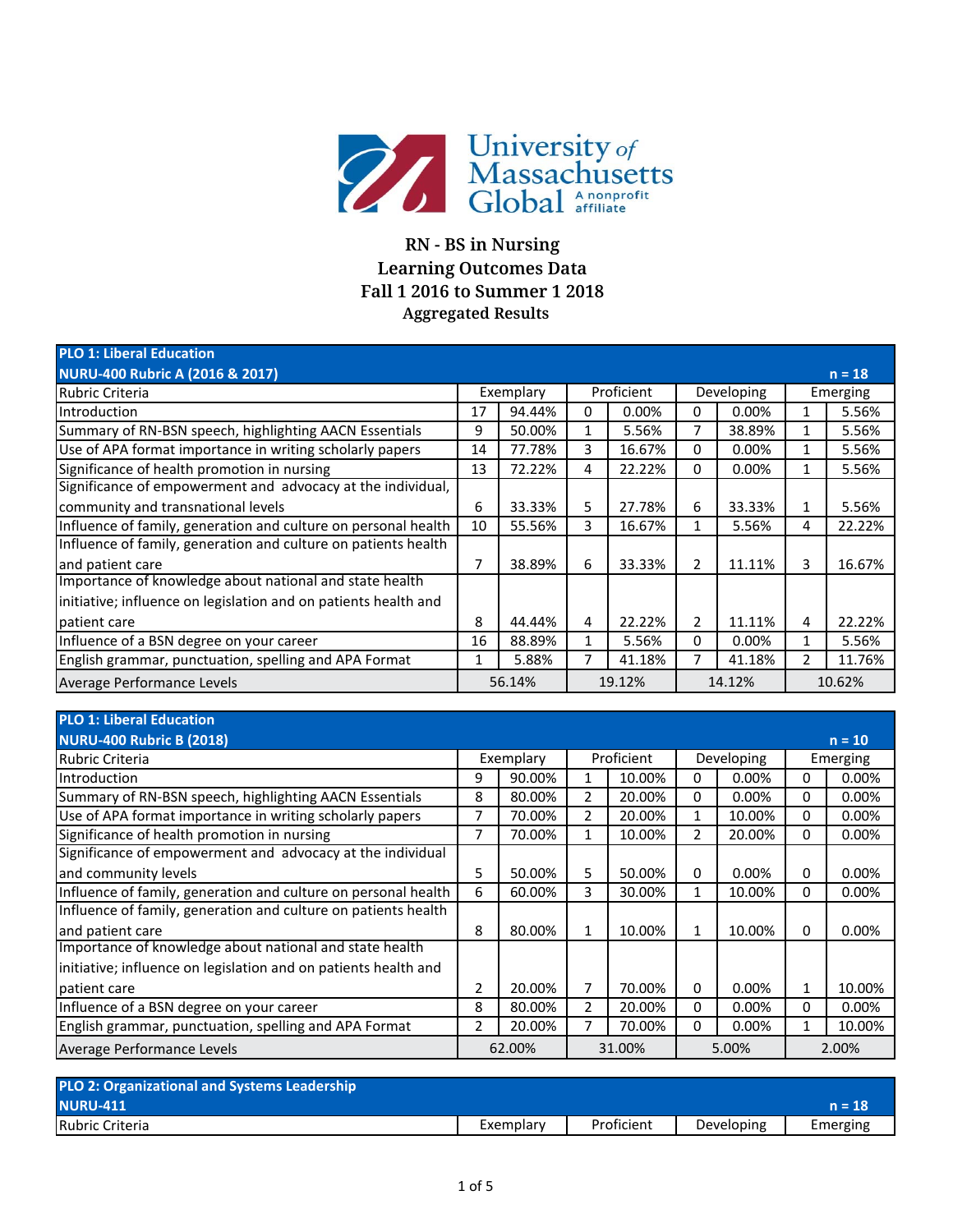University of Massachusetts Global — A nonprofit affiliate

# RN - BS in Nursing
## Learning Outcomes Data
## Fall 1 2016 to Summer 1 2018
### Aggregated Results

**PLO 1: Liberal Education**
**NURU-400 Rubric A (2016 & 2017)** — **n = 18**

| Rubric Criteria | Exemplary | | Proficient | | Developing | | Emerging | |
|---|---|---|---|---|---|---|---|---|
| Introduction | 17 | 94.44% | 0 | 0.00% | 0 | 0.00% | 1 | 5.56% |
| Summary of RN-BSN speech, highlighting AACN Essentials | 9 | 50.00% | 1 | 5.56% | 7 | 38.89% | 1 | 5.56% |
| Use of APA format importance in writing scholarly papers | 14 | 77.78% | 3 | 16.67% | 0 | 0.00% | 1 | 5.56% |
| Significance of health promotion in nursing | 13 | 72.22% | 4 | 22.22% | 0 | 0.00% | 1 | 5.56% |
| Significance of empowerment and advocacy at the individual, community and transnational levels | 6 | 33.33% | 5 | 27.78% | 6 | 33.33% | 1 | 5.56% |
| Influence of family, generation and culture on personal health | 10 | 55.56% | 3 | 16.67% | 1 | 5.56% | 4 | 22.22% |
| Influence of family, generation and culture on patients health and patient care | 7 | 38.89% | 6 | 33.33% | 2 | 11.11% | 3 | 16.67% |
| Importance of knowledge about national and state health initiative; influence on legislation and on patients health and patient care | 8 | 44.44% | 4 | 22.22% | 2 | 11.11% | 4 | 22.22% |
| Influence of a BSN degree on your career | 16 | 88.89% | 1 | 5.56% | 0 | 0.00% | 1 | 5.56% |
| English grammar, punctuation, spelling and APA Format | 1 | 5.88% | 7 | 41.18% | 7 | 41.18% | 2 | 11.76% |
| Average Performance Levels | 56.14% | | 19.12% | | 14.12% | | 10.62% | |

**PLO 1: Liberal Education**
**NURU-400 Rubric B (2018)** — **n = 10**

| Rubric Criteria | Exemplary | | Proficient | | Developing | | Emerging | |
|---|---|---|---|---|---|---|---|---|
| Introduction | 9 | 90.00% | 1 | 10.00% | 0 | 0.00% | 0 | 0.00% |
| Summary of RN-BSN speech, highlighting AACN Essentials | 8 | 80.00% | 2 | 20.00% | 0 | 0.00% | 0 | 0.00% |
| Use of APA format importance in writing scholarly papers | 7 | 70.00% | 2 | 20.00% | 1 | 10.00% | 0 | 0.00% |
| Significance of health promotion in nursing | 7 | 70.00% | 1 | 10.00% | 2 | 20.00% | 0 | 0.00% |
| Significance of empowerment and advocacy at the individual and community levels | 5 | 50.00% | 5 | 50.00% | 0 | 0.00% | 0 | 0.00% |
| Influence of family, generation and culture on personal health | 6 | 60.00% | 3 | 30.00% | 1 | 10.00% | 0 | 0.00% |
| Influence of family, generation and culture on patients health and patient care | 8 | 80.00% | 1 | 10.00% | 1 | 10.00% | 0 | 0.00% |
| Importance of knowledge about national and state health initiative; influence on legislation and on patients health and patient care | 2 | 20.00% | 7 | 70.00% | 0 | 0.00% | 1 | 10.00% |
| Influence of a BSN degree on your career | 8 | 80.00% | 2 | 20.00% | 0 | 0.00% | 0 | 0.00% |
| English grammar, punctuation, spelling and APA Format | 2 | 20.00% | 7 | 70.00% | 0 | 0.00% | 1 | 10.00% |
| Average Performance Levels | 62.00% | | 31.00% | | 5.00% | | 2.00% | |

**PLO 2: Organizational and Systems Leadership**
**NURU-411** — **n = 18**

| Rubric Criteria | Exemplary | Proficient | Developing | Emerging |
|---|---|---|---|---|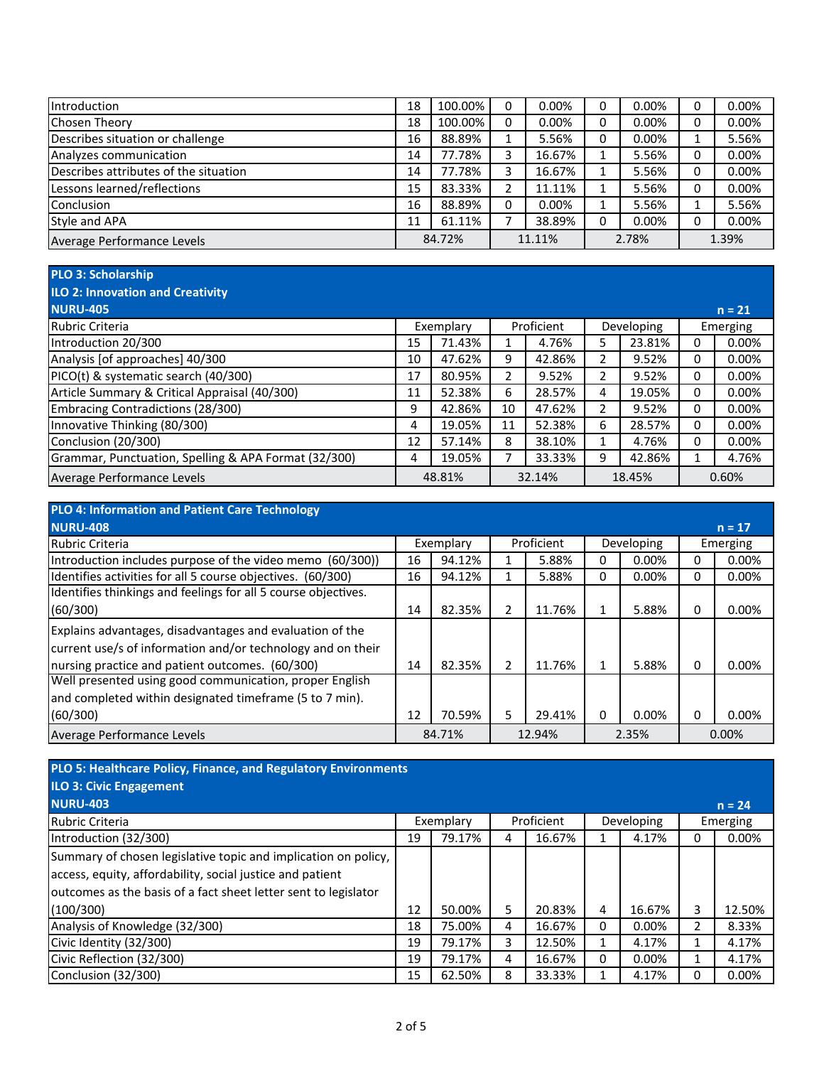| | | | | | | | | |
|---|---|---|---|---|---|---|---|---|
| Introduction | 18 | 100.00% | 0 | 0.00% | 0 | 0.00% | 0 | 0.00% |
| Chosen Theory | 18 | 100.00% | 0 | 0.00% | 0 | 0.00% | 0 | 0.00% |
| Describes situation or challenge | 16 | 88.89% | 1 | 5.56% | 0 | 0.00% | 1 | 5.56% |
| Analyzes communication | 14 | 77.78% | 3 | 16.67% | 1 | 5.56% | 0 | 0.00% |
| Describes attributes of the situation | 14 | 77.78% | 3 | 16.67% | 1 | 5.56% | 0 | 0.00% |
| Lessons learned/reflections | 15 | 83.33% | 2 | 11.11% | 1 | 5.56% | 0 | 0.00% |
| Conclusion | 16 | 88.89% | 0 | 0.00% | 1 | 5.56% | 1 | 5.56% |
| Style and APA | 11 | 61.11% | 7 | 38.89% | 0 | 0.00% | 0 | 0.00% |
| Average Performance Levels | 84.72% | | 11.11% | | 2.78% | | 1.39% | |

**PLO 3: Scholarship**
**ILO 2: Innovation and Creativity**
**NURU-405** n = 21

| Rubric Criteria | Exemplary | | Proficient | | Developing | | Emerging | |
|---|---|---|---|---|---|---|---|---|
| Introduction 20/300 | 15 | 71.43% | 1 | 4.76% | 5 | 23.81% | 0 | 0.00% |
| Analysis [of approaches] 40/300 | 10 | 47.62% | 9 | 42.86% | 2 | 9.52% | 0 | 0.00% |
| PICO(t) & systematic search (40/300) | 17 | 80.95% | 2 | 9.52% | 2 | 9.52% | 0 | 0.00% |
| Article Summary & Critical Appraisal (40/300) | 11 | 52.38% | 6 | 28.57% | 4 | 19.05% | 0 | 0.00% |
| Embracing Contradictions (28/300) | 9 | 42.86% | 10 | 47.62% | 2 | 9.52% | 0 | 0.00% |
| Innovative Thinking (80/300) | 4 | 19.05% | 11 | 52.38% | 6 | 28.57% | 0 | 0.00% |
| Conclusion (20/300) | 12 | 57.14% | 8 | 38.10% | 1 | 4.76% | 0 | 0.00% |
| Grammar, Punctuation, Spelling & APA Format (32/300) | 4 | 19.05% | 7 | 33.33% | 9 | 42.86% | 1 | 4.76% |
| Average Performance Levels | 48.81% | | 32.14% | | 18.45% | | 0.60% | |

**PLO 4: Information and Patient Care Technology**
**NURU-408** n = 17

| Rubric Criteria | Exemplary | | Proficient | | Developing | | Emerging | |
|---|---|---|---|---|---|---|---|---|
| Introduction includes purpose of the video memo (60/300)) | 16 | 94.12% | 1 | 5.88% | 0 | 0.00% | 0 | 0.00% |
| Identifies activities for all 5 course objectives. (60/300) | 16 | 94.12% | 1 | 5.88% | 0 | 0.00% | 0 | 0.00% |
| Identifies thinkings and feelings for all 5 course objectives. (60/300) | 14 | 82.35% | 2 | 11.76% | 1 | 5.88% | 0 | 0.00% |
| Explains advantages, disadvantages and evaluation of the current use/s of information and/or technology and on their nursing practice and patient outcomes. (60/300) | 14 | 82.35% | 2 | 11.76% | 1 | 5.88% | 0 | 0.00% |
| Well presented using good communication, proper English and completed within designated timeframe (5 to 7 min). (60/300) | 12 | 70.59% | 5 | 29.41% | 0 | 0.00% | 0 | 0.00% |
| Average Performance Levels | 84.71% | | 12.94% | | 2.35% | | 0.00% | |

**PLO 5: Healthcare Policy, Finance, and Regulatory Environments**
**ILO 3: Civic Engagement**
**NURU-403** n = 24

| Rubric Criteria | Exemplary | | Proficient | | Developing | | Emerging | |
|---|---|---|---|---|---|---|---|---|
| Introduction (32/300) | 19 | 79.17% | 4 | 16.67% | 1 | 4.17% | 0 | 0.00% |
| Summary of chosen legislative topic and implication on policy, access, equity, affordability, social justice and patient outcomes as the basis of a fact sheet letter sent to legislator (100/300) | 12 | 50.00% | 5 | 20.83% | 4 | 16.67% | 3 | 12.50% |
| Analysis of Knowledge (32/300) | 18 | 75.00% | 4 | 16.67% | 0 | 0.00% | 2 | 8.33% |
| Civic Identity (32/300) | 19 | 79.17% | 3 | 12.50% | 1 | 4.17% | 1 | 4.17% |
| Civic Reflection (32/300) | 19 | 79.17% | 4 | 16.67% | 0 | 0.00% | 1 | 4.17% |
| Conclusion (32/300) | 15 | 62.50% | 8 | 33.33% | 1 | 4.17% | 0 | 0.00% |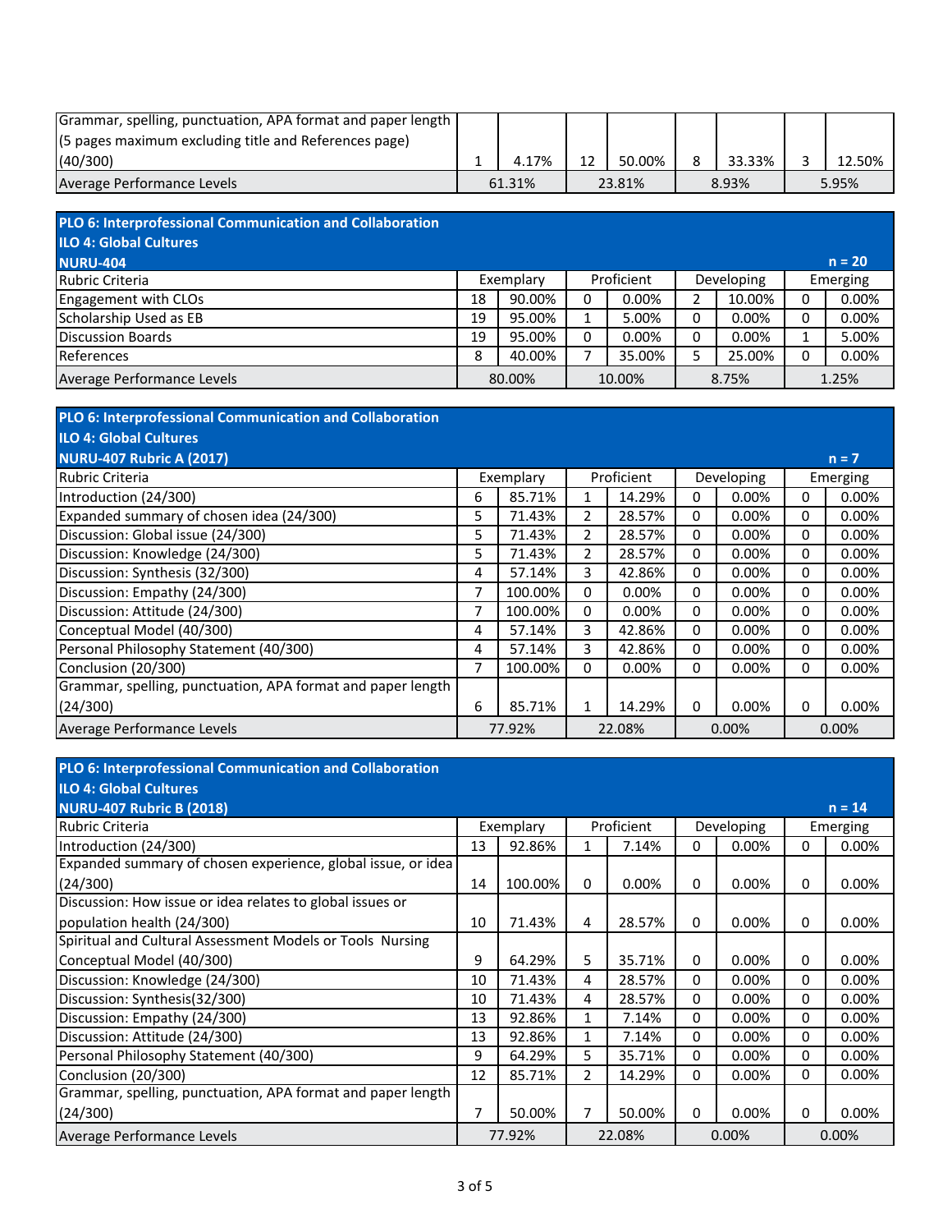| | | | | | | | | |
|---|---|---|---|---|---|---|---|---|
| Grammar, spelling, punctuation, APA format and paper length (5 pages maximum excluding title and References page) (40/300) | 1 | 4.17% | 12 | 50.00% | 8 | 33.33% | 3 | 12.50% |
| Average Performance Levels | 61.31% | | 23.81% | | 8.93% | | 5.95% | |

**PLO 6: Interprofessional Communication and Collaboration**
**ILO 4: Global Cultures**
**NURU-404** — **n = 20**

| Rubric Criteria | Exemplary | | Proficient | | Developing | | Emerging | |
|---|---|---|---|---|---|---|---|---|
| Engagement with CLOs | 18 | 90.00% | 0 | 0.00% | 2 | 10.00% | 0 | 0.00% |
| Scholarship Used as EB | 19 | 95.00% | 1 | 5.00% | 0 | 0.00% | 0 | 0.00% |
| Discussion Boards | 19 | 95.00% | 0 | 0.00% | 0 | 0.00% | 1 | 5.00% |
| References | 8 | 40.00% | 7 | 35.00% | 5 | 25.00% | 0 | 0.00% |
| Average Performance Levels | 80.00% | | 10.00% | | 8.75% | | 1.25% | |

**PLO 6: Interprofessional Communication and Collaboration**
**ILO 4: Global Cultures**
**NURU-407 Rubric A (2017)** — **n = 7**

| Rubric Criteria | Exemplary | | Proficient | | Developing | | Emerging | |
|---|---|---|---|---|---|---|---|---|
| Introduction (24/300) | 6 | 85.71% | 1 | 14.29% | 0 | 0.00% | 0 | 0.00% |
| Expanded summary of chosen idea (24/300) | 5 | 71.43% | 2 | 28.57% | 0 | 0.00% | 0 | 0.00% |
| Discussion: Global issue (24/300) | 5 | 71.43% | 2 | 28.57% | 0 | 0.00% | 0 | 0.00% |
| Discussion: Knowledge (24/300) | 5 | 71.43% | 2 | 28.57% | 0 | 0.00% | 0 | 0.00% |
| Discussion: Synthesis (32/300) | 4 | 57.14% | 3 | 42.86% | 0 | 0.00% | 0 | 0.00% |
| Discussion: Empathy (24/300) | 7 | 100.00% | 0 | 0.00% | 0 | 0.00% | 0 | 0.00% |
| Discussion: Attitude (24/300) | 7 | 100.00% | 0 | 0.00% | 0 | 0.00% | 0 | 0.00% |
| Conceptual Model (40/300) | 4 | 57.14% | 3 | 42.86% | 0 | 0.00% | 0 | 0.00% |
| Personal Philosophy Statement (40/300) | 4 | 57.14% | 3 | 42.86% | 0 | 0.00% | 0 | 0.00% |
| Conclusion (20/300) | 7 | 100.00% | 0 | 0.00% | 0 | 0.00% | 0 | 0.00% |
| Grammar, spelling, punctuation, APA format and paper length (24/300) | 6 | 85.71% | 1 | 14.29% | 0 | 0.00% | 0 | 0.00% |
| Average Performance Levels | 77.92% | | 22.08% | | 0.00% | | 0.00% | |

**PLO 6: Interprofessional Communication and Collaboration**
**ILO 4: Global Cultures**
**NURU-407 Rubric B (2018)** — **n = 14**

| Rubric Criteria | Exemplary | | Proficient | | Developing | | Emerging | |
|---|---|---|---|---|---|---|---|---|
| Introduction (24/300) | 13 | 92.86% | 1 | 7.14% | 0 | 0.00% | 0 | 0.00% |
| Expanded summary of chosen experience, global issue, or idea (24/300) | 14 | 100.00% | 0 | 0.00% | 0 | 0.00% | 0 | 0.00% |
| Discussion: How issue or idea relates to global issues or population health (24/300) | 10 | 71.43% | 4 | 28.57% | 0 | 0.00% | 0 | 0.00% |
| Spiritual and Cultural Assessment Models or Tools Nursing Conceptual Model (40/300) | 9 | 64.29% | 5 | 35.71% | 0 | 0.00% | 0 | 0.00% |
| Discussion: Knowledge (24/300) | 10 | 71.43% | 4 | 28.57% | 0 | 0.00% | 0 | 0.00% |
| Discussion: Synthesis(32/300) | 10 | 71.43% | 4 | 28.57% | 0 | 0.00% | 0 | 0.00% |
| Discussion: Empathy (24/300) | 13 | 92.86% | 1 | 7.14% | 0 | 0.00% | 0 | 0.00% |
| Discussion: Attitude (24/300) | 13 | 92.86% | 1 | 7.14% | 0 | 0.00% | 0 | 0.00% |
| Personal Philosophy Statement (40/300) | 9 | 64.29% | 5 | 35.71% | 0 | 0.00% | 0 | 0.00% |
| Conclusion (20/300) | 12 | 85.71% | 2 | 14.29% | 0 | 0.00% | 0 | 0.00% |
| Grammar, spelling, punctuation, APA format and paper length (24/300) | 7 | 50.00% | 7 | 50.00% | 0 | 0.00% | 0 | 0.00% |
| Average Performance Levels | 77.92% | | 22.08% | | 0.00% | | 0.00% | |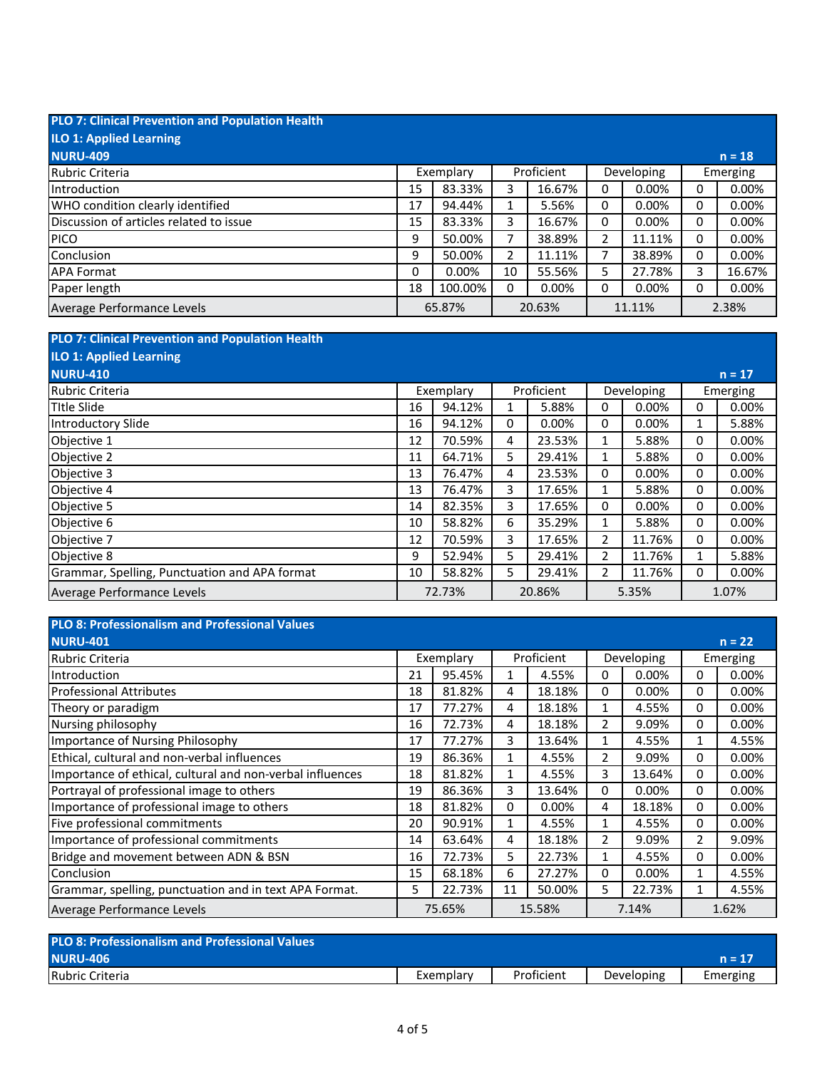## PLO 7: Clinical Prevention and Population Health

### ILO 1: Applied Learning

### NURU-409 — n = 18

| Rubric Criteria | Exemplary | | Proficient | | Developing | | Emerging | |
|---|---|---|---|---|---|---|---|---|
| Introduction | 15 | 83.33% | 3 | 16.67% | 0 | 0.00% | 0 | 0.00% |
| WHO condition clearly identified | 17 | 94.44% | 1 | 5.56% | 0 | 0.00% | 0 | 0.00% |
| Discussion of articles related to issue | 15 | 83.33% | 3 | 16.67% | 0 | 0.00% | 0 | 0.00% |
| PICO | 9 | 50.00% | 7 | 38.89% | 2 | 11.11% | 0 | 0.00% |
| Conclusion | 9 | 50.00% | 2 | 11.11% | 7 | 38.89% | 0 | 0.00% |
| APA Format | 0 | 0.00% | 10 | 55.56% | 5 | 27.78% | 3 | 16.67% |
| Paper length | 18 | 100.00% | 0 | 0.00% | 0 | 0.00% | 0 | 0.00% |
| Average Performance Levels | 65.87% | | 20.63% | | 11.11% | | 2.38% | |

## PLO 7: Clinical Prevention and Population Health

### ILO 1: Applied Learning

### NURU-410 — n = 17

| Rubric Criteria | Exemplary | | Proficient | | Developing | | Emerging | |
|---|---|---|---|---|---|---|---|---|
| TItle Slide | 16 | 94.12% | 1 | 5.88% | 0 | 0.00% | 0 | 0.00% |
| Introductory Slide | 16 | 94.12% | 0 | 0.00% | 0 | 0.00% | 1 | 5.88% |
| Objective 1 | 12 | 70.59% | 4 | 23.53% | 1 | 5.88% | 0 | 0.00% |
| Objective 2 | 11 | 64.71% | 5 | 29.41% | 1 | 5.88% | 0 | 0.00% |
| Objective 3 | 13 | 76.47% | 4 | 23.53% | 0 | 0.00% | 0 | 0.00% |
| Objective 4 | 13 | 76.47% | 3 | 17.65% | 1 | 5.88% | 0 | 0.00% |
| Objective 5 | 14 | 82.35% | 3 | 17.65% | 0 | 0.00% | 0 | 0.00% |
| Objective 6 | 10 | 58.82% | 6 | 35.29% | 1 | 5.88% | 0 | 0.00% |
| Objective 7 | 12 | 70.59% | 3 | 17.65% | 2 | 11.76% | 0 | 0.00% |
| Objective 8 | 9 | 52.94% | 5 | 29.41% | 2 | 11.76% | 1 | 5.88% |
| Grammar, Spelling, Punctuation and APA format | 10 | 58.82% | 5 | 29.41% | 2 | 11.76% | 0 | 0.00% |
| Average Performance Levels | 72.73% | | 20.86% | | 5.35% | | 1.07% | |

## PLO 8: Professionalism and Professional Values

### NURU-401 — n = 22

| Rubric Criteria | Exemplary | | Proficient | | Developing | | Emerging | |
|---|---|---|---|---|---|---|---|---|
| Introduction | 21 | 95.45% | 1 | 4.55% | 0 | 0.00% | 0 | 0.00% |
| Professional Attributes | 18 | 81.82% | 4 | 18.18% | 0 | 0.00% | 0 | 0.00% |
| Theory or paradigm | 17 | 77.27% | 4 | 18.18% | 1 | 4.55% | 0 | 0.00% |
| Nursing philosophy | 16 | 72.73% | 4 | 18.18% | 2 | 9.09% | 0 | 0.00% |
| Importance of Nursing Philosophy | 17 | 77.27% | 3 | 13.64% | 1 | 4.55% | 1 | 4.55% |
| Ethical, cultural and non-verbal influences | 19 | 86.36% | 1 | 4.55% | 2 | 9.09% | 0 | 0.00% |
| Importance of ethical, cultural and non-verbal influences | 18 | 81.82% | 1 | 4.55% | 3 | 13.64% | 0 | 0.00% |
| Portrayal of professional image to others | 19 | 86.36% | 3 | 13.64% | 0 | 0.00% | 0 | 0.00% |
| Importance of professional image to others | 18 | 81.82% | 0 | 0.00% | 4 | 18.18% | 0 | 0.00% |
| Five professional commitments | 20 | 90.91% | 1 | 4.55% | 1 | 4.55% | 0 | 0.00% |
| Importance of professional commitments | 14 | 63.64% | 4 | 18.18% | 2 | 9.09% | 2 | 9.09% |
| Bridge and movement between ADN & BSN | 16 | 72.73% | 5 | 22.73% | 1 | 4.55% | 0 | 0.00% |
| Conclusion | 15 | 68.18% | 6 | 27.27% | 0 | 0.00% | 1 | 4.55% |
| Grammar, spelling, punctuation and in text APA Format. | 5 | 22.73% | 11 | 50.00% | 5 | 22.73% | 1 | 4.55% |
| Average Performance Levels | 75.65% | | 15.58% | | 7.14% | | 1.62% | |

## PLO 8: Professionalism and Professional Values

### NURU-406 — n = 17

| Rubric Criteria | Exemplary | | Proficient | | Developing | | Emerging | |
|---|---|---|---|---|---|---|---|---|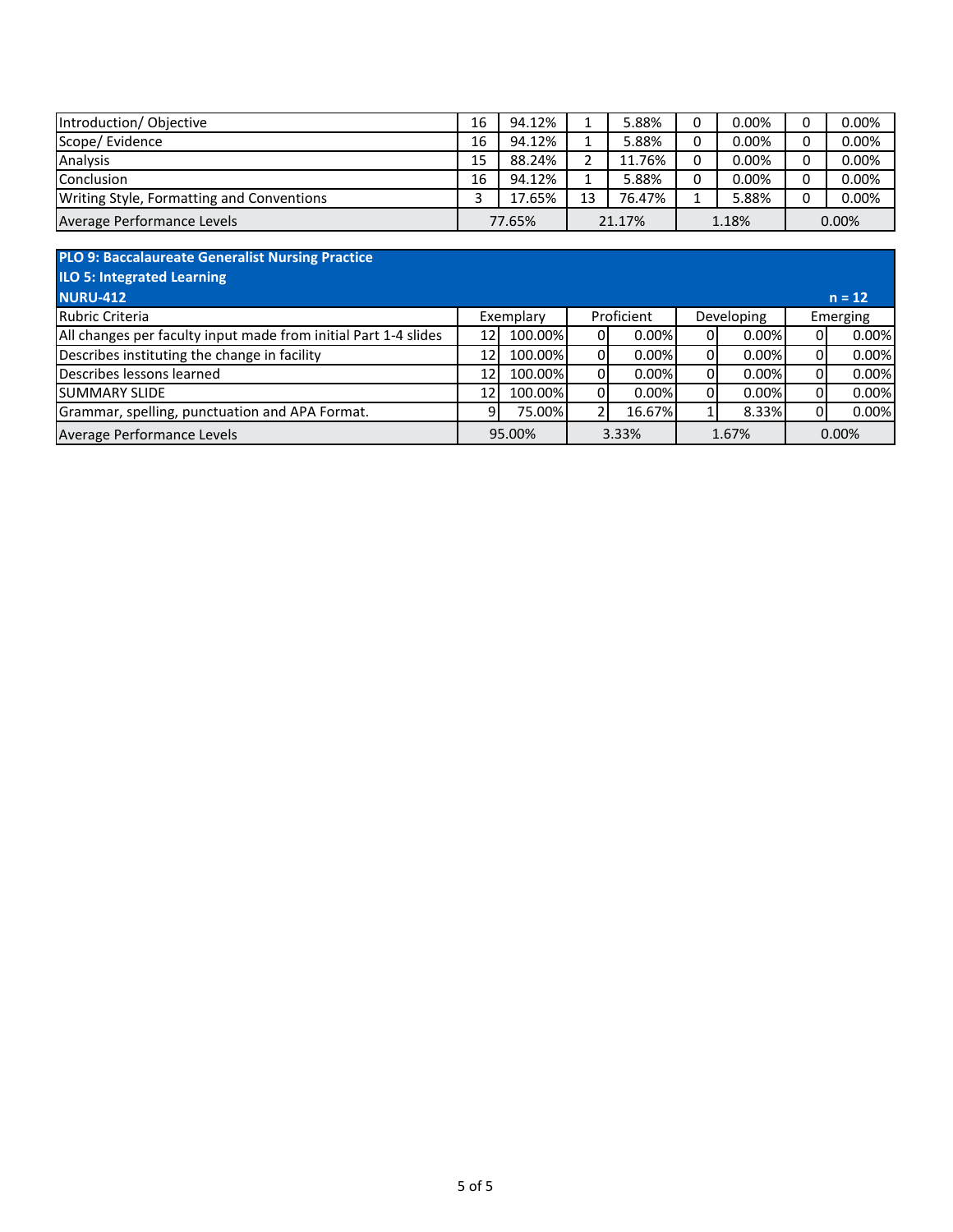| | | | | | | | | |
|---|---|---|---|---|---|---|---|---|
| Introduction/ Objective | 16 | 94.12% | 1 | 5.88% | 0 | 0.00% | 0 | 0.00% |
| Scope/ Evidence | 16 | 94.12% | 1 | 5.88% | 0 | 0.00% | 0 | 0.00% |
| Analysis | 15 | 88.24% | 2 | 11.76% | 0 | 0.00% | 0 | 0.00% |
| Conclusion | 16 | 94.12% | 1 | 5.88% | 0 | 0.00% | 0 | 0.00% |
| Writing Style, Formatting and Conventions | 3 | 17.65% | 13 | 76.47% | 1 | 5.88% | 0 | 0.00% |
| Average Performance Levels | 77.65% | | 21.17% | | 1.18% | | 0.00% | |

**PLO 9: Baccalaureate Generalist Nursing Practice**
**ILO 5: Integrated Learning**
**NURU-412** **n = 12**

| Rubric Criteria | Exemplary | | Proficient | | Developing | | Emerging | |
|---|---|---|---|---|---|---|---|---|
| All changes per faculty input made from initial Part 1-4 slides | 12 | 100.00% | 0 | 0.00% | 0 | 0.00% | 0 | 0.00% |
| Describes instituting the change in facility | 12 | 100.00% | 0 | 0.00% | 0 | 0.00% | 0 | 0.00% |
| Describes lessons learned | 12 | 100.00% | 0 | 0.00% | 0 | 0.00% | 0 | 0.00% |
| SUMMARY SLIDE | 12 | 100.00% | 0 | 0.00% | 0 | 0.00% | 0 | 0.00% |
| Grammar, spelling, punctuation and APA Format. | 9 | 75.00% | 2 | 16.67% | 1 | 8.33% | 0 | 0.00% |
| Average Performance Levels | 95.00% | | 3.33% | | 1.67% | | 0.00% | |